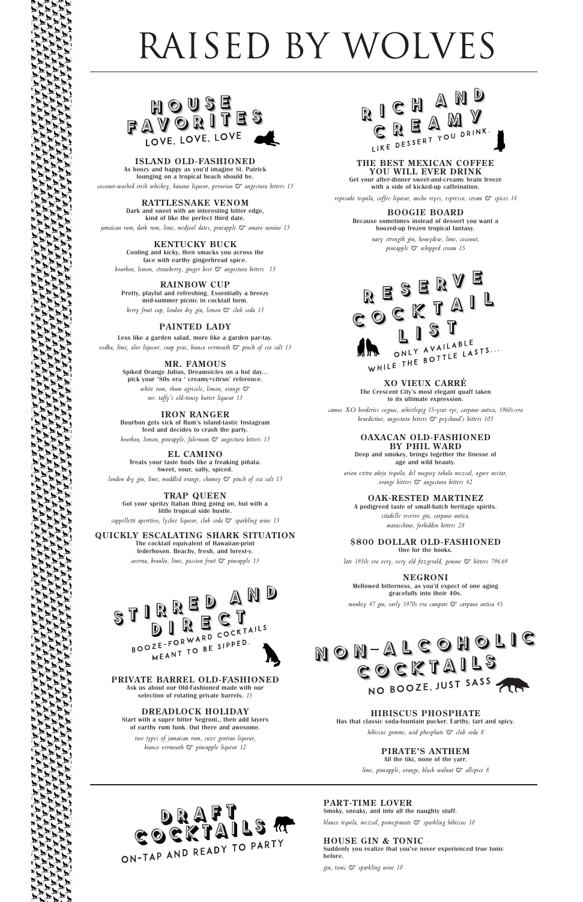# RAISED BY WOLVES

## HOUSE FAVORITES
LOVE, LOVE, LOVE

### ISLAND OLD-FASHIONED
As boozy and happy as you'd imagine St. Patrick lounging on a tropical beach should be.

*coconut-washed irish whiskey, banana liqueur, peruvian & angostura bitters 13*

### RATTLESNAKE VENOM
Dark and sweet with an interesting bitter edge, kind of like the perfect third date.

*jamaican rum, dark rum, lime, medjool dates, pineapple & amaro nonino 13*

### KENTUCKY BUCK
Cooling and kicky, then smacks you across the face with earthy gingerbread spice.

*bourbon, lemon, strawberry, ginger beer & angostura bitters 13*

### RAINBOW CUP
Pretty, playful and refreshing. Essentially a breezy mid-summer picnic in cocktail form.

*berry fruit cup, london dry gin, lemon & club soda 13*

### PAINTED LADY
Less like a garden salad, more like a garden par-tay.

*vodka, lime, aloe liqueur, snap peas, bianco vermouth & pinch of sea salt 13*

### MR. FAMOUS
Spiked Orange Julius, Dreamsicles on a hot day... pick your '80s era ' creamy+citrus' reference.

*white rum, rhum agricole, lemon, orange & mr. taffy's old-timey butter liqueur 13*

### IRON RANGER
Bourbon gets sick of Rum's island-tastic Instagram feed and decides to crash the party.

*bourbon, lemon, pineapple, falernum & angostura bitters 13*

### EL CAMINO
Treats your taste buds like a freaking piñata. Sweet, sour, salty, spiced.

*london dry gin, lime, muddled orange, chamoy & pinch of sea salt 13*

### TRAP QUEEN
Got your spritzy Italian thing going on, but with a little tropical side hustle.

*cappelletti aperitivo, lychee liqueur, club soda & sparkling wine 13*

### QUICKLY ESCALATING SHARK SITUATION
The cocktail equivalent of Hawaiian-print lederhosen. Beachy, fresh, and forest-y.

*averna, braulio, lime, passion fruit & pineapple 13*

## STIRRED AND DIRECT
BOOZE-FORWARD COCKTAILS MEANT TO BE SIPPED.

### PRIVATE BARREL OLD-FASHIONED
Ask us about our Old-Fashioned made with our selection of rotating private barrels. *15*

### DREADLOCK HOLIDAY
Start with a super bitter Negroni,, then add layers of earthy rum funk. Out there and awesome.

*two types of jamaican rum, suze gentian liqueur, bianco vermouth & pineapple liqueur 12*

## RICH AND CREAMY
LIKE DESSERT YOU DRINK.

### THE BEST MEXICAN COFFEE YOU WILL EVER DRINK
Get your after-dinner sweet-and-creamy brain freeze with a side of kicked-up caffeination.

*reposado tequila, coffee liqueur, ancho reyes, espresso, cream & spices 14*

### BOOGIE BOARD
Because sometimes instead of dessert you want a boozed-up frozen tropical fantasy.

*navy strength gin, honeydew, lime, coconut, pineapple & whipped cream 15*

## RESERVE COCKTAIL LIST
ONLY AVAILABLE WHILE THE BOTTLE LASTS...

### XO VIEUX CARRÉ
The Crescent City's most elegant quaff taken to its ultimate expression.

*camus XO borderies cognac, whistlepig 15-year rye, carpano antica, 1960s-era benedictine, angostura bitters & peychaud's bitters 103*

### OAXACAN OLD-FASHIONED BY PHIL WARD
Deep and smokey, brings together the finesse of age and wild beauty.

*avion extra añejo tequila, del maguey tobala mezcal, agave nectar, orange bitters & angostura bitters 42*

### OAK-RESTED MARTINEZ
A pedigreed taste of small-batch heritage spirits.

*citadelle reserve gin, carpano antica, maraschino, forbidden bitters 28*

### $800 DOLLAR OLD-FASHIONED
One for the books.

*late 1950s era very, very old fitzgerald, gomme & bitters 796.69*

### NEGRONI
Mellowed bitterness, as you'd expect of one aging gracefully into their 40s.

*monkey 47 gin, early 1970s era campari & carpano antica 45*

## NON-ALCOHOLIC COCKTAILS
NO BOOZE, JUST SASS

### HIBISCUS PHOSPHATE
Has that classic soda-fountain pucker. Earthy, tart and spicy.

*hibiscus gomme, acid phosphate & club soda 8*

### PIRATE'S ANTHEM
All the tiki, none of the yarr.

*lime, pineapple, orange, black walnut & allspice 8*

## DRAFT COCKTAILS
ON-TAP AND READY TO PARTY

### PART-TIME LOVER
Smoky, sneaky, and into all the naughty stuff.

*blanco tequila, mezcal, pomegranate & sparkling hibiscus 10*

### HOUSE GIN & TONIC
Suddenly you realize that you've never experienced true tonic before.

*gin, tonic & sparkling wine 10*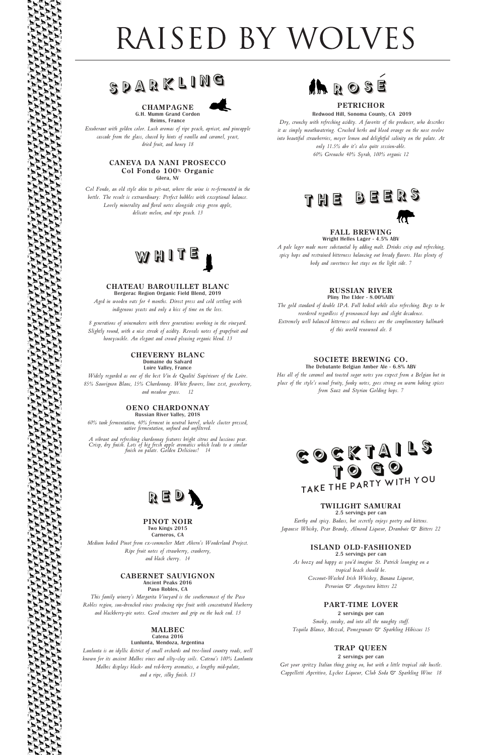# RAISED BY WOLVES

## SPARKLING

### CHAMPAGNE
**G.H. Mumm Grand Cordon**
**Reims, France**

*Exuberant with golden color. Lush aromas of ripe peach, apricot, and pineapple cascade from the glass, chased by hints of vanilla and caramel, yeast, dried fruit, and honey 18*

### CANEVA DA NANI PROSECCO
**Col Fondo 100% Organic**
**Glera, NV**

*Col Fondo, an old style akin to pét-nat, where the wine is re-fermented in the bottle. The result is extraordinary: Perfect bubbles with exceptional balance. Lovely minerality and floral notes alongside crisp green apple, delicate melon, and ripe peach. 13*

## WHITE

### CHATEAU BAROUILLET BLANC
**Bergerac Region Organic Field Blend, 2019**

*Aged in wooden vats for 4 months. Direct press and cold settling with indigenous yeasts and only a kiss of time on the lees.*

*8 generations of winemakers with three generations working in the vineyard. Slightly round, with a nice streak of acidity. Reveals notes of grapefruit and honeysuckle. An elegant and crowd pleasing organic blend. 13*

### CHEVERNY BLANC
**Domaine du Salvard**
**Loire Valley, France**

*Widely regarded as one of the best Vin de Qualité Supérieure of the Loire. 85% Sauvignon Blanc, 15% Chardonnay. White flowers, lime zest, gooseberry, and meadow grass. 12*

### OENO CHARDONNAY
**Russian River Valley, 2018**

*60% tank fermentation, 40% ferment in neutral barrel, whole cluster pressed, native fermentation, unfined and unfiltered.*

*A vibrant and refreshing chardonnay features bright citrus and luscious pear. Crisp, dry finish. Lots of big fresh apple aromatics which leads to a similar finish on palate. Golden Delicious! 14*

## RED

### PINOT NOIR
**Two Kings 2015**
**Carneros, CA**

*Medium bodied Pinot from ex-sommelier Matt Ahern's Wonderland Project. Ripe fruit notes of strawberry, cranberry, and black cherry. 14*

### CABERNET SAUVIGNON
**Ancient Peaks 2016**
**Paso Robles, CA**

*This family winery's Margarita Vineyard is the southernmost of the Paso Robles region, sun-drenched vines producing ripe fruit with concentrated blueberry and blackberry-pie notes. Good structure and grip on the back end. 13*

### MALBEC
**Catena 2016**
**Lunlunta, Mendoza, Argentina**

*Lunlunta is an idyllic district of small orchards and tree-lined country roads, well known for its ancient Malbec vines and silty-clay soils. Catena's 100% Lunlunta Malbec displays black- and red-berry aromatics, a lengthy mid-palate, and a ripe, silky finish. 13*

## ROSÉ

### PETRICHOR
**Redwood Hill, Sonoma County, CA 2019**

*Dry, crunchy with refreshing acidity. A favorite of the producer, who describes it as simply mouthwatering. Crushed herbs and blood orange on the nose evolve into beautiful strawberries, meyer lemon and delightful salinity on the palate. At only 11.5% abv it's also quite session-able.*
*60% Grenache 40% Syrah, 100% organic 12*

## THE BEERS

### FALL BREWING
**Wright Helles Lager - 4.5% ABV**

*A pale lager made more substantial by adding malt. Drinks crisp and refreshing, spicy hops and restrained bitterness balancing out bready flavors. Has plenty of body and sweetness but stays on the light side. 7*

### RUSSIAN RIVER
**Pliny The Elder - 8.00%ABV**

*The gold standard of double IPA. Full bodied while also refreshing. Begs to be reordered regardless of pronounced hops and slight decadence. Extremely well balanced bitterness and richness are the complimentary hallmark of this world renowned ale. 8*

### SOCIETE BREWING CO.
**The Debutante Belgian Amber Ale - 6.8% ABV**

*Has all of the caramel and toasted sugar notes you expect from a Belgian but in place of the style's usual fruity, funky notes, goes strong on warm baking spices from Saaz and Styrian Golding hops. 7*

## COCKTAILS TO GO
TAKE THE PARTY WITH YOU

### TWILIGHT SAMURAI
**2.5 servings per can**

*Earthy and spicy. Badass, but secretly enjoys poetry and kittens. Japanese Whisky, Pear Brandy, Almond Liqueur, Drambuie & Bitters 22*

### ISLAND OLD-FASHIONED
**2.5 servings per can**

*As boozy and happy as you'd imagine St. Patrick lounging on a tropical beach should be.*
*Coconut-Washed Irish Whiskey, Banana Liqueur, Peruvian & Angostura bitters 22*

### PART-TIME LOVER
**2 servings per can**

*Smoky, sneaky, and into all the naughty stuff. Tequila Blanco, Mezcal, Pomegranate & Sparkling Hibiscus 15*

### TRAP QUEEN
**2 servings per can**

*Got your spritzy Italian thing going on, but with a little tropical side hustle. Cappelletti Aperitivo, Lychee Liqueur, Club Soda & Sparkling Wine 18*